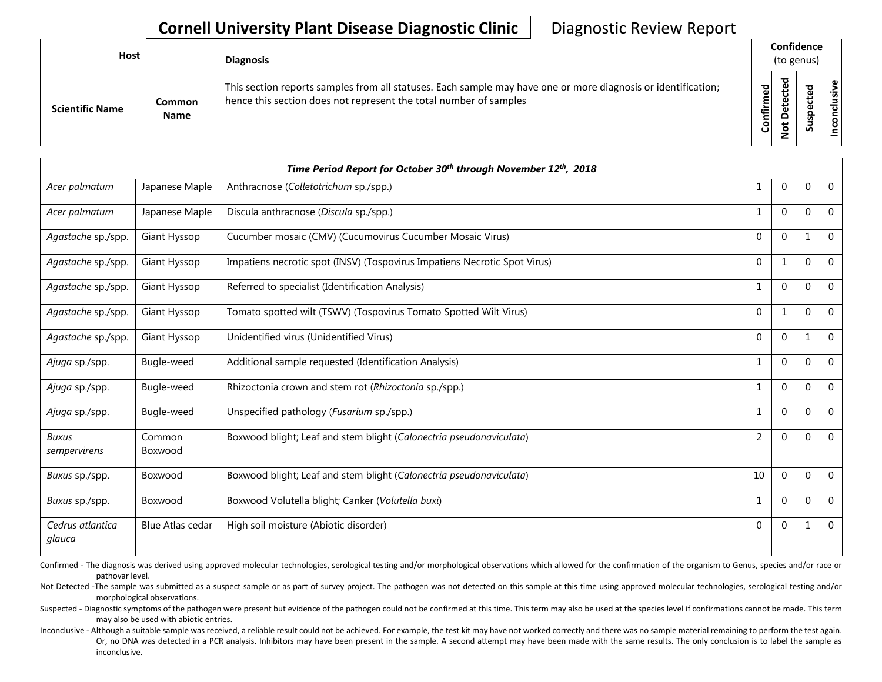# Cornell University Plant Disease Diagnostic Clinic

Diagnostic Review Report

| Host | | Diagnosis | Confidence (to genus) | | | |
|---|---|---|---|---|---|---|
| **Scientific Name** | **Common Name** | This section reports samples from all statuses. Each sample may have one or more diagnosis or identification; hence this section does not represent the total number of samples | **Confirmed** | **Not Detected** | **Suspected** | **Inconclusive** |

| *Time Period Report for October 30th through November 12th, 2018* | | | | | | |
|---|---|---|---|---|---|---|
| *Acer palmatum* | Japanese Maple | Anthracnose (*Colletotrichum* sp./spp.) | 1 | 0 | 0 | 0 |
| *Acer palmatum* | Japanese Maple | Discula anthracnose (*Discula* sp./spp.) | 1 | 0 | 0 | 0 |
| *Agastache* sp./spp. | Giant Hyssop | Cucumber mosaic (CMV) (Cucumovirus Cucumber Mosaic Virus) | 0 | 0 | 1 | 0 |
| *Agastache* sp./spp. | Giant Hyssop | Impatiens necrotic spot (INSV) (Tospovirus Impatiens Necrotic Spot Virus) | 0 | 1 | 0 | 0 |
| *Agastache* sp./spp. | Giant Hyssop | Referred to specialist (Identification Analysis) | 1 | 0 | 0 | 0 |
| *Agastache* sp./spp. | Giant Hyssop | Tomato spotted wilt (TSWV) (Tospovirus Tomato Spotted Wilt Virus) | 0 | 1 | 0 | 0 |
| *Agastache* sp./spp. | Giant Hyssop | Unidentified virus (Unidentified Virus) | 0 | 0 | 1 | 0 |
| *Ajuga* sp./spp. | Bugle-weed | Additional sample requested (Identification Analysis) | 1 | 0 | 0 | 0 |
| *Ajuga* sp./spp. | Bugle-weed | Rhizoctonia crown and stem rot (*Rhizoctonia* sp./spp.) | 1 | 0 | 0 | 0 |
| *Ajuga* sp./spp. | Bugle-weed | Unspecified pathology (*Fusarium* sp./spp.) | 1 | 0 | 0 | 0 |
| *Buxus sempervirens* | Common Boxwood | Boxwood blight; Leaf and stem blight (*Calonectria pseudonaviculata*) | 2 | 0 | 0 | 0 |
| *Buxus* sp./spp. | Boxwood | Boxwood blight; Leaf and stem blight (*Calonectria pseudonaviculata*) | 10 | 0 | 0 | 0 |
| *Buxus* sp./spp. | Boxwood | Boxwood Volutella blight; Canker (*Volutella buxi*) | 1 | 0 | 0 | 0 |
| *Cedrus atlantica glauca* | Blue Atlas cedar | High soil moisture (Abiotic disorder) | 0 | 0 | 1 | 0 |

Confirmed - The diagnosis was derived using approved molecular technologies, serological testing and/or morphological observations which allowed for the confirmation of the organism to Genus, species and/or race or pathovar level.

Not Detected -The sample was submitted as a suspect sample or as part of survey project. The pathogen was not detected on this sample at this time using approved molecular technologies, serological testing and/or morphological observations.

Suspected - Diagnostic symptoms of the pathogen were present but evidence of the pathogen could not be confirmed at this time. This term may also be used at the species level if confirmations cannot be made. This term may also be used with abiotic entries.

Inconclusive - Although a suitable sample was received, a reliable result could not be achieved. For example, the test kit may have not worked correctly and there was no sample material remaining to perform the test again. Or, no DNA was detected in a PCR analysis. Inhibitors may have been present in the sample. A second attempt may have been made with the same results. The only conclusion is to label the sample as inconclusive.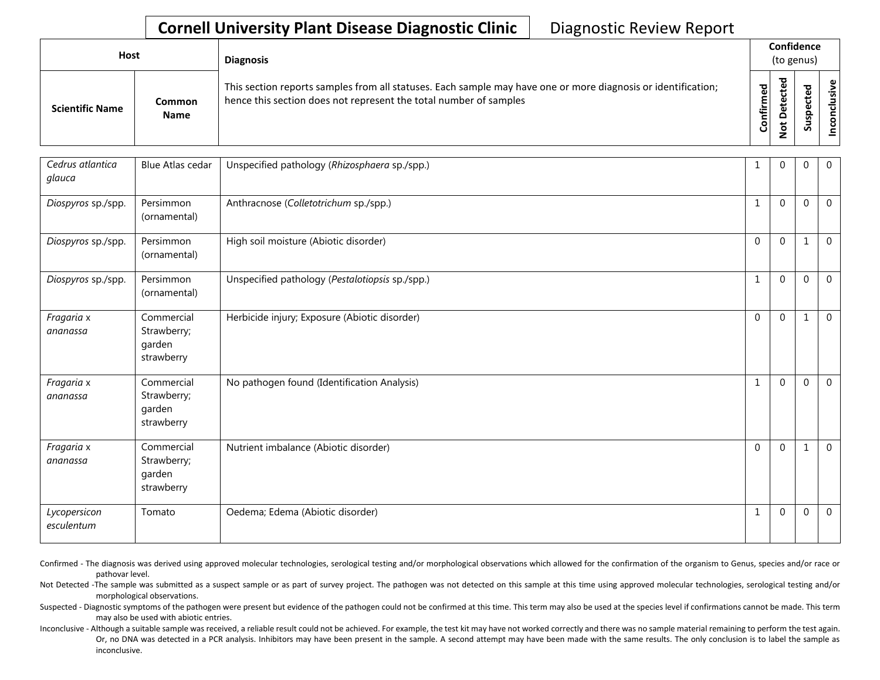**Cornell University Plant Disease Diagnostic Clinic** Diagnostic Review Report

| Host | | Diagnosis | Confidence (to genus) | | | |
|---|---|---|---|---|---|---|
| Scientific Name | Common Name | This section reports samples from all statuses. Each sample may have one or more diagnosis or identification; hence this section does not represent the total number of samples | Confirmed | Not Detected | Suspected | Inconclusive |
| *Cedrus atlantica glauca* | Blue Atlas cedar | Unspecified pathology (*Rhizosphaera* sp./spp.) | 1 | 0 | 0 | 0 |
| *Diospyros* sp./spp. | Persimmon (ornamental) | Anthracnose (*Colletotrichum* sp./spp.) | 1 | 0 | 0 | 0 |
| *Diospyros* sp./spp. | Persimmon (ornamental) | High soil moisture (Abiotic disorder) | 0 | 0 | 1 | 0 |
| *Diospyros* sp./spp. | Persimmon (ornamental) | Unspecified pathology (*Pestalotiopsis* sp./spp.) | 1 | 0 | 0 | 0 |
| *Fragaria* x *ananassa* | Commercial Strawberry; garden strawberry | Herbicide injury; Exposure (Abiotic disorder) | 0 | 0 | 1 | 0 |
| *Fragaria* x *ananassa* | Commercial Strawberry; garden strawberry | No pathogen found (Identification Analysis) | 1 | 0 | 0 | 0 |
| *Fragaria* x *ananassa* | Commercial Strawberry; garden strawberry | Nutrient imbalance (Abiotic disorder) | 0 | 0 | 1 | 0 |
| *Lycopersicon esculentum* | Tomato | Oedema; Edema (Abiotic disorder) | 1 | 0 | 0 | 0 |

Confirmed - The diagnosis was derived using approved molecular technologies, serological testing and/or morphological observations which allowed for the confirmation of the organism to Genus, species and/or race or pathovar level.

Not Detected -The sample was submitted as a suspect sample or as part of survey project. The pathogen was not detected on this sample at this time using approved molecular technologies, serological testing and/or morphological observations.

Suspected - Diagnostic symptoms of the pathogen were present but evidence of the pathogen could not be confirmed at this time. This term may also be used at the species level if confirmations cannot be made. This term may also be used with abiotic entries.

Inconclusive - Although a suitable sample was received, a reliable result could not be achieved. For example, the test kit may have not worked correctly and there was no sample material remaining to perform the test again. Or, no DNA was detected in a PCR analysis. Inhibitors may have been present in the sample. A second attempt may have been made with the same results. The only conclusion is to label the sample as inconclusive.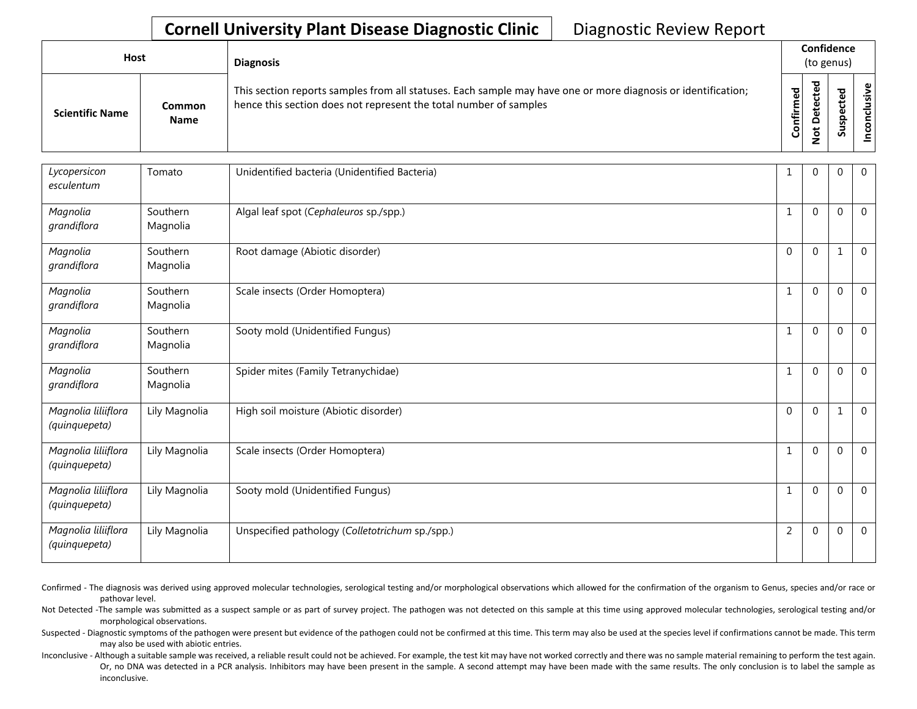**Cornell University Plant Disease Diagnostic Clinic** Diagnostic Review Report

| Host | | Diagnosis | Confidence (to genus) | | | |
|---|---|---|---|---|---|---|
| Scientific Name | Common Name | This section reports samples from all statuses. Each sample may have one or more diagnosis or identification; hence this section does not represent the total number of samples | Confirmed | Not Detected | Suspected | Inconclusive |
| *Lycopersicon esculentum* | Tomato | Unidentified bacteria (Unidentified Bacteria) | 1 | 0 | 0 | 0 |
| *Magnolia grandiflora* | Southern Magnolia | Algal leaf spot (*Cephaleuros* sp./spp.) | 1 | 0 | 0 | 0 |
| *Magnolia grandiflora* | Southern Magnolia | Root damage (Abiotic disorder) | 0 | 0 | 1 | 0 |
| *Magnolia grandiflora* | Southern Magnolia | Scale insects (Order Homoptera) | 1 | 0 | 0 | 0 |
| *Magnolia grandiflora* | Southern Magnolia | Sooty mold (Unidentified Fungus) | 1 | 0 | 0 | 0 |
| *Magnolia grandiflora* | Southern Magnolia | Spider mites (Family Tetranychidae) | 1 | 0 | 0 | 0 |
| *Magnolia liliiflora (quinquepeta)* | Lily Magnolia | High soil moisture (Abiotic disorder) | 0 | 0 | 1 | 0 |
| *Magnolia liliiflora (quinquepeta)* | Lily Magnolia | Scale insects (Order Homoptera) | 1 | 0 | 0 | 0 |
| *Magnolia liliiflora (quinquepeta)* | Lily Magnolia | Sooty mold (Unidentified Fungus) | 1 | 0 | 0 | 0 |
| *Magnolia liliiflora (quinquepeta)* | Lily Magnolia | Unspecified pathology (*Colletotrichum* sp./spp.) | 2 | 0 | 0 | 0 |

Confirmed - The diagnosis was derived using approved molecular technologies, serological testing and/or morphological observations which allowed for the confirmation of the organism to Genus, species and/or race or pathovar level.

Not Detected -The sample was submitted as a suspect sample or as part of survey project. The pathogen was not detected on this sample at this time using approved molecular technologies, serological testing and/or morphological observations.

Suspected - Diagnostic symptoms of the pathogen were present but evidence of the pathogen could not be confirmed at this time. This term may also be used at the species level if confirmations cannot be made. This term may also be used with abiotic entries.

Inconclusive - Although a suitable sample was received, a reliable result could not be achieved. For example, the test kit may have not worked correctly and there was no sample material remaining to perform the test again. Or, no DNA was detected in a PCR analysis. Inhibitors may have been present in the sample. A second attempt may have been made with the same results. The only conclusion is to label the sample as inconclusive.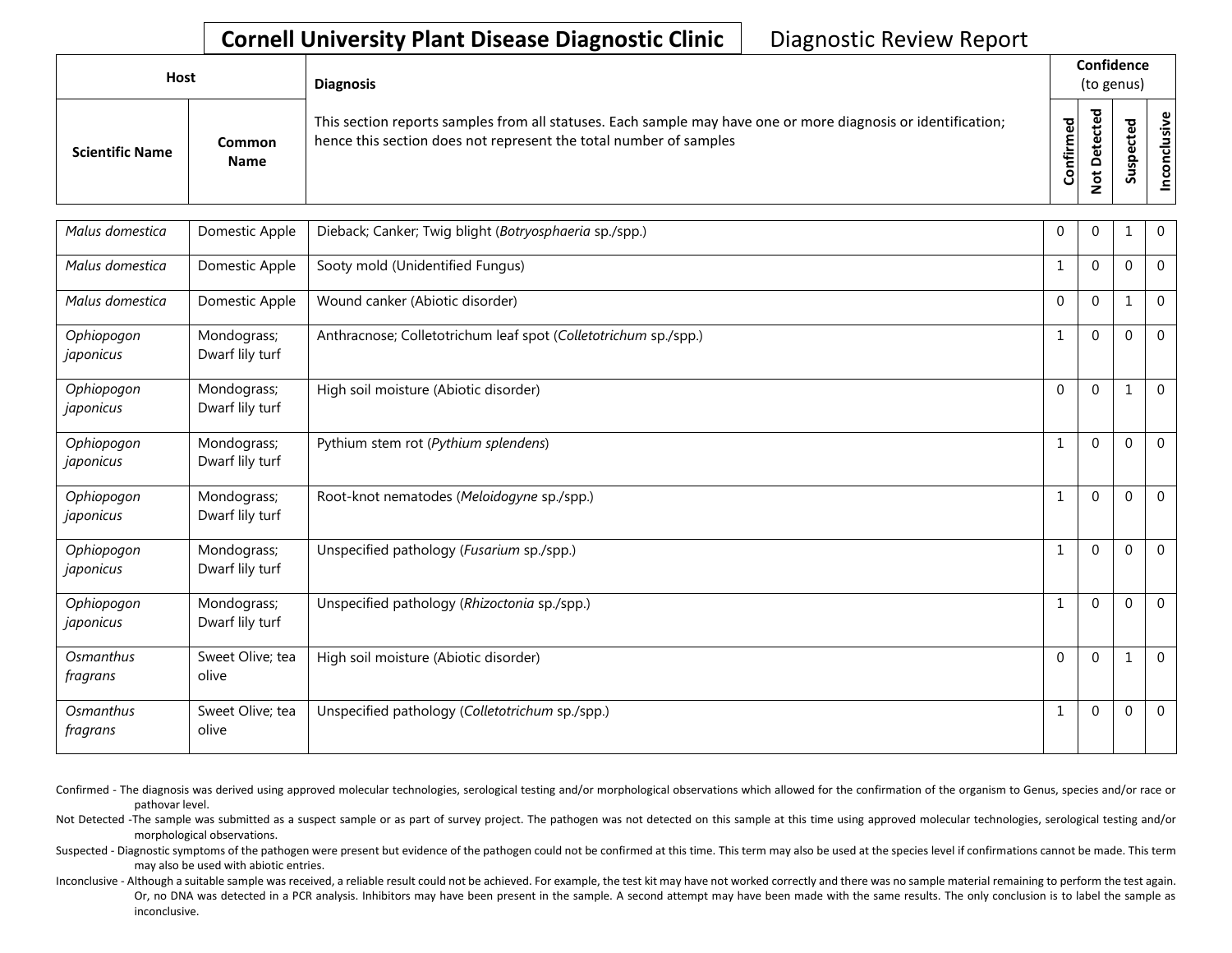# Cornell University Plant Disease Diagnostic Clinic — Diagnostic Review Report

| Host | | Diagnosis | Confidence (to genus) | | | |
|---|---|---|---|---|---|---|
| Scientific Name | Common Name | This section reports samples from all statuses. Each sample may have one or more diagnosis or identification; hence this section does not represent the total number of samples | Confirmed | Not Detected | Suspected | Inconclusive |
| *Malus domestica* | Domestic Apple | Dieback; Canker; Twig blight (*Botryosphaeria* sp./spp.) | 0 | 0 | 1 | 0 |
| *Malus domestica* | Domestic Apple | Sooty mold (Unidentified Fungus) | 1 | 0 | 0 | 0 |
| *Malus domestica* | Domestic Apple | Wound canker (Abiotic disorder) | 0 | 0 | 1 | 0 |
| *Ophiopogon japonicus* | Mondograss; Dwarf lily turf | Anthracnose; Colletotrichum leaf spot (*Colletotrichum* sp./spp.) | 1 | 0 | 0 | 0 |
| *Ophiopogon japonicus* | Mondograss; Dwarf lily turf | High soil moisture (Abiotic disorder) | 0 | 0 | 1 | 0 |
| *Ophiopogon japonicus* | Mondograss; Dwarf lily turf | Pythium stem rot (*Pythium splendens*) | 1 | 0 | 0 | 0 |
| *Ophiopogon japonicus* | Mondograss; Dwarf lily turf | Root-knot nematodes (*Meloidogyne* sp./spp.) | 1 | 0 | 0 | 0 |
| *Ophiopogon japonicus* | Mondograss; Dwarf lily turf | Unspecified pathology (*Fusarium* sp./spp.) | 1 | 0 | 0 | 0 |
| *Ophiopogon japonicus* | Mondograss; Dwarf lily turf | Unspecified pathology (*Rhizoctonia* sp./spp.) | 1 | 0 | 0 | 0 |
| *Osmanthus fragrans* | Sweet Olive; tea olive | High soil moisture (Abiotic disorder) | 0 | 0 | 1 | 0 |
| *Osmanthus fragrans* | Sweet Olive; tea olive | Unspecified pathology (*Colletotrichum* sp./spp.) | 1 | 0 | 0 | 0 |

Confirmed - The diagnosis was derived using approved molecular technologies, serological testing and/or morphological observations which allowed for the confirmation of the organism to Genus, species and/or race or pathovar level.

Not Detected -The sample was submitted as a suspect sample or as part of survey project. The pathogen was not detected on this sample at this time using approved molecular technologies, serological testing and/or morphological observations.

Suspected - Diagnostic symptoms of the pathogen were present but evidence of the pathogen could not be confirmed at this time. This term may also be used at the species level if confirmations cannot be made. This term may also be used with abiotic entries.

Inconclusive - Although a suitable sample was received, a reliable result could not be achieved. For example, the test kit may have not worked correctly and there was no sample material remaining to perform the test again. Or, no DNA was detected in a PCR analysis. Inhibitors may have been present in the sample. A second attempt may have been made with the same results. The only conclusion is to label the sample as inconclusive.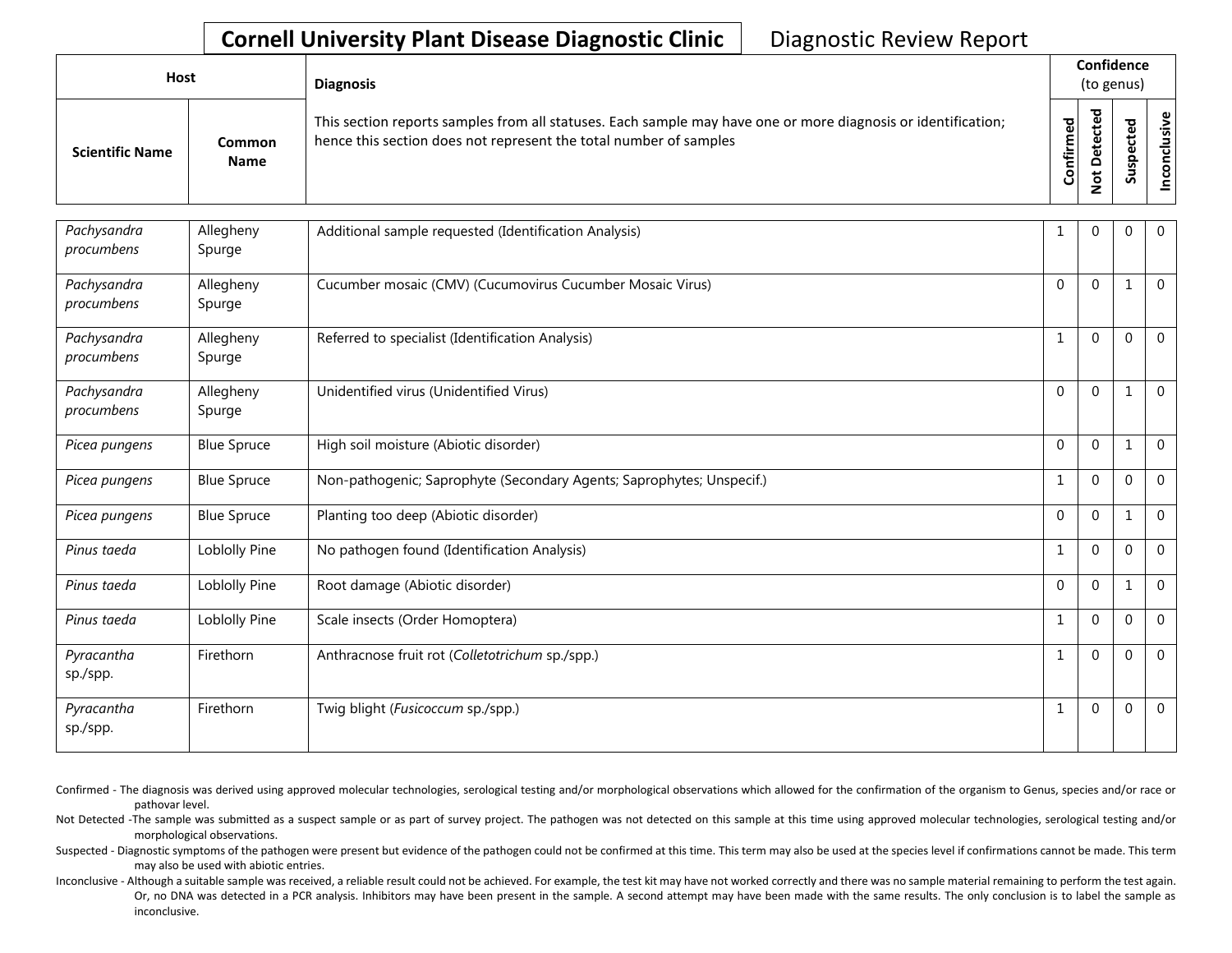**Cornell University Plant Disease Diagnostic Clinic** Diagnostic Review Report

| Host | | Diagnosis | Confidence (to genus) | | | |
|---|---|---|---|---|---|---|
| Scientific Name | Common Name | This section reports samples from all statuses. Each sample may have one or more diagnosis or identification; hence this section does not represent the total number of samples | Confirmed | Not Detected | Suspected | Inconclusive |
| *Pachysandra procumbens* | Allegheny Spurge | Additional sample requested (Identification Analysis) | 1 | 0 | 0 | 0 |
| *Pachysandra procumbens* | Allegheny Spurge | Cucumber mosaic (CMV) (Cucumovirus Cucumber Mosaic Virus) | 0 | 0 | 1 | 0 |
| *Pachysandra procumbens* | Allegheny Spurge | Referred to specialist (Identification Analysis) | 1 | 0 | 0 | 0 |
| *Pachysandra procumbens* | Allegheny Spurge | Unidentified virus (Unidentified Virus) | 0 | 0 | 1 | 0 |
| *Picea pungens* | Blue Spruce | High soil moisture (Abiotic disorder) | 0 | 0 | 1 | 0 |
| *Picea pungens* | Blue Spruce | Non-pathogenic; Saprophyte (Secondary Agents; Saprophytes; Unspecif.) | 1 | 0 | 0 | 0 |
| *Picea pungens* | Blue Spruce | Planting too deep (Abiotic disorder) | 0 | 0 | 1 | 0 |
| *Pinus taeda* | Loblolly Pine | No pathogen found (Identification Analysis) | 1 | 0 | 0 | 0 |
| *Pinus taeda* | Loblolly Pine | Root damage (Abiotic disorder) | 0 | 0 | 1 | 0 |
| *Pinus taeda* | Loblolly Pine | Scale insects (Order Homoptera) | 1 | 0 | 0 | 0 |
| *Pyracantha* sp./spp. | Firethorn | Anthracnose fruit rot (*Colletotrichum* sp./spp.) | 1 | 0 | 0 | 0 |
| *Pyracantha* sp./spp. | Firethorn | Twig blight (*Fusicoccum* sp./spp.) | 1 | 0 | 0 | 0 |

Confirmed - The diagnosis was derived using approved molecular technologies, serological testing and/or morphological observations which allowed for the confirmation of the organism to Genus, species and/or race or pathovar level.

Not Detected -The sample was submitted as a suspect sample or as part of survey project. The pathogen was not detected on this sample at this time using approved molecular technologies, serological testing and/or morphological observations.

Suspected - Diagnostic symptoms of the pathogen were present but evidence of the pathogen could not be confirmed at this time. This term may also be used at the species level if confirmations cannot be made. This term may also be used with abiotic entries.

Inconclusive - Although a suitable sample was received, a reliable result could not be achieved. For example, the test kit may have not worked correctly and there was no sample material remaining to perform the test again. Or, no DNA was detected in a PCR analysis. Inhibitors may have been present in the sample. A second attempt may have been made with the same results. The only conclusion is to label the sample as inconclusive.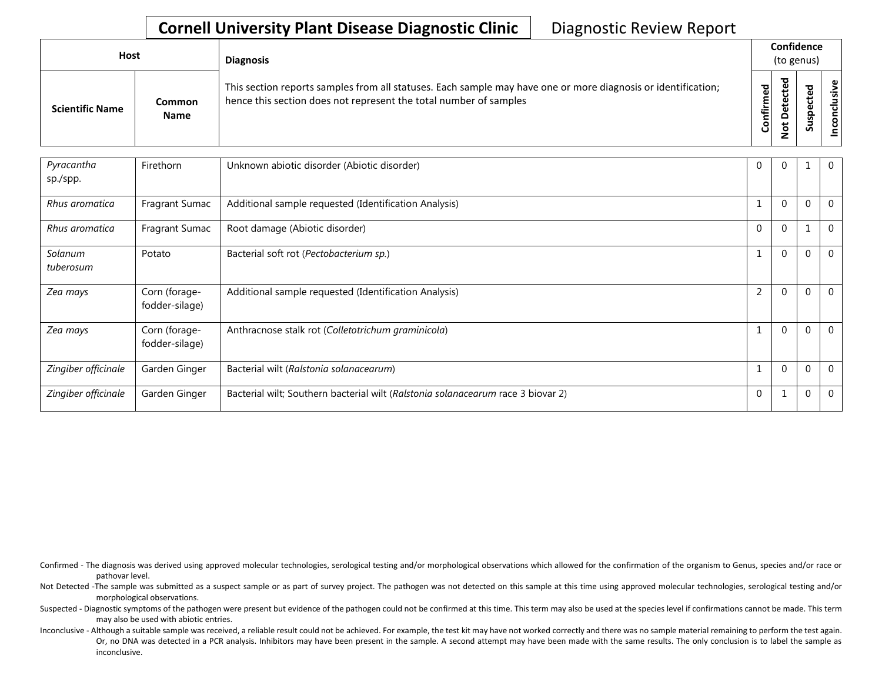# Cornell University Plant Disease Diagnostic Clinic — Diagnostic Review Report

| Host | | Diagnosis | Confidence (to genus) | | | |
|---|---|---|---|---|---|---|
| Scientific Name | Common Name | This section reports samples from all statuses. Each sample may have one or more diagnosis or identification; hence this section does not represent the total number of samples | Confirmed | Not Detected | Suspected | Inconclusive |
| *Pyracantha* sp./spp. | Firethorn | Unknown abiotic disorder (Abiotic disorder) | 0 | 0 | 1 | 0 |
| *Rhus aromatica* | Fragrant Sumac | Additional sample requested (Identification Analysis) | 1 | 0 | 0 | 0 |
| *Rhus aromatica* | Fragrant Sumac | Root damage (Abiotic disorder) | 0 | 0 | 1 | 0 |
| *Solanum tuberosum* | Potato | Bacterial soft rot (*Pectobacterium sp.*) | 1 | 0 | 0 | 0 |
| *Zea mays* | Corn (forage-fodder-silage) | Additional sample requested (Identification Analysis) | 2 | 0 | 0 | 0 |
| *Zea mays* | Corn (forage-fodder-silage) | Anthracnose stalk rot (*Colletotrichum graminicola*) | 1 | 0 | 0 | 0 |
| *Zingiber officinale* | Garden Ginger | Bacterial wilt (*Ralstonia solanacearum*) | 1 | 0 | 0 | 0 |
| *Zingiber officinale* | Garden Ginger | Bacterial wilt; Southern bacterial wilt (*Ralstonia solanacearum* race 3 biovar 2) | 0 | 1 | 0 | 0 |

Confirmed - The diagnosis was derived using approved molecular technologies, serological testing and/or morphological observations which allowed for the confirmation of the organism to Genus, species and/or race or pathovar level.

Not Detected -The sample was submitted as a suspect sample or as part of survey project. The pathogen was not detected on this sample at this time using approved molecular technologies, serological testing and/or morphological observations.

Suspected - Diagnostic symptoms of the pathogen were present but evidence of the pathogen could not be confirmed at this time. This term may also be used at the species level if confirmations cannot be made. This term may also be used with abiotic entries.

Inconclusive - Although a suitable sample was received, a reliable result could not be achieved. For example, the test kit may have not worked correctly and there was no sample material remaining to perform the test again. Or, no DNA was detected in a PCR analysis. Inhibitors may have been present in the sample. A second attempt may have been made with the same results. The only conclusion is to label the sample as inconclusive.